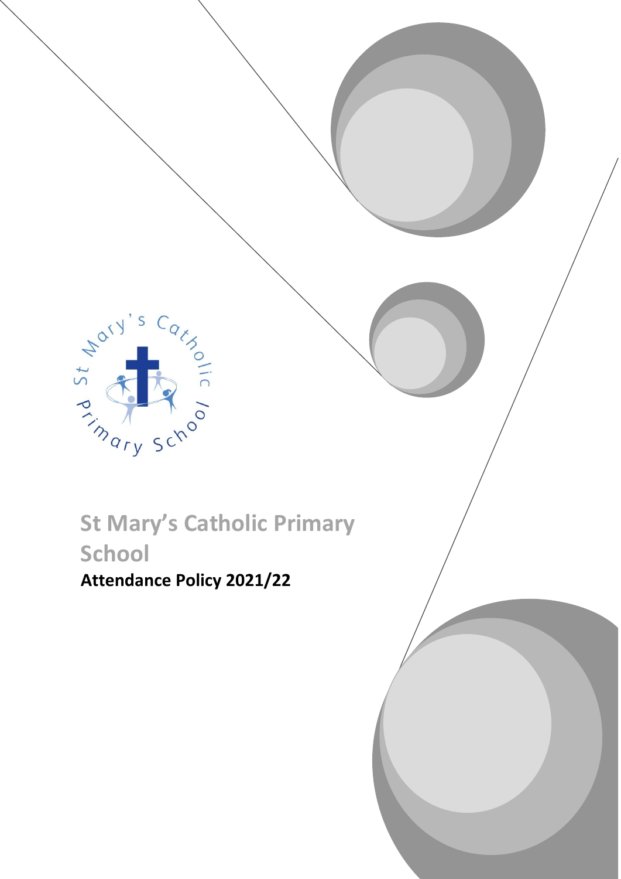# St Mary's Catholic Primary School

**Attendance Policy 2021/22**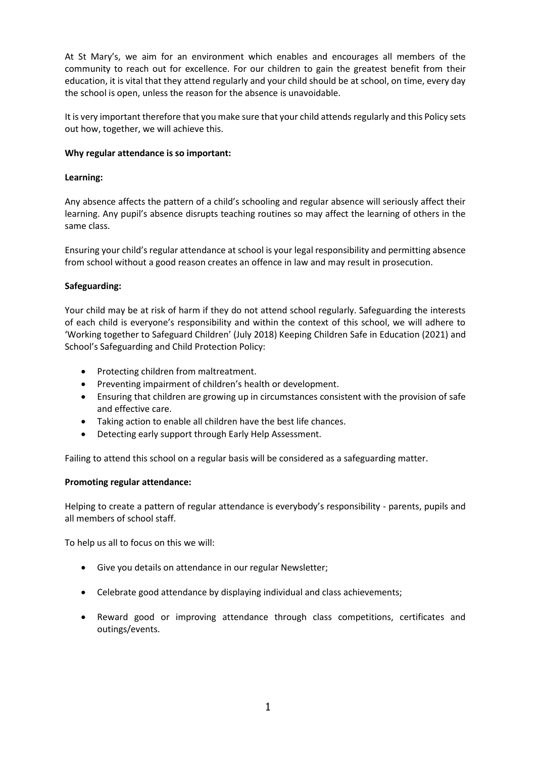At St Mary's, we aim for an environment which enables and encourages all members of the community to reach out for excellence. For our children to gain the greatest benefit from their education, it is vital that they attend regularly and your child should be at school, on time, every day the school is open, unless the reason for the absence is unavoidable.

It is very important therefore that you make sure that your child attends regularly and this Policy sets out how, together, we will achieve this.

**Why regular attendance is so important:**

**Learning:**

Any absence affects the pattern of a child's schooling and regular absence will seriously affect their learning. Any pupil's absence disrupts teaching routines so may affect the learning of others in the same class.

Ensuring your child's regular attendance at school is your legal responsibility and permitting absence from school without a good reason creates an offence in law and may result in prosecution.

**Safeguarding:**

Your child may be at risk of harm if they do not attend school regularly. Safeguarding the interests of each child is everyone's responsibility and within the context of this school, we will adhere to 'Working together to Safeguard Children' (July 2018) Keeping Children Safe in Education (2021) and School's Safeguarding and Child Protection Policy:

- Protecting children from maltreatment.
- Preventing impairment of children's health or development.
- Ensuring that children are growing up in circumstances consistent with the provision of safe and effective care.
- Taking action to enable all children have the best life chances.
- Detecting early support through Early Help Assessment.

Failing to attend this school on a regular basis will be considered as a safeguarding matter.

**Promoting regular attendance:**

Helping to create a pattern of regular attendance is everybody's responsibility - parents, pupils and all members of school staff.

To help us all to focus on this we will:

- Give you details on attendance in our regular Newsletter;
- Celebrate good attendance by displaying individual and class achievements;
- Reward good or improving attendance through class competitions, certificates and outings/events.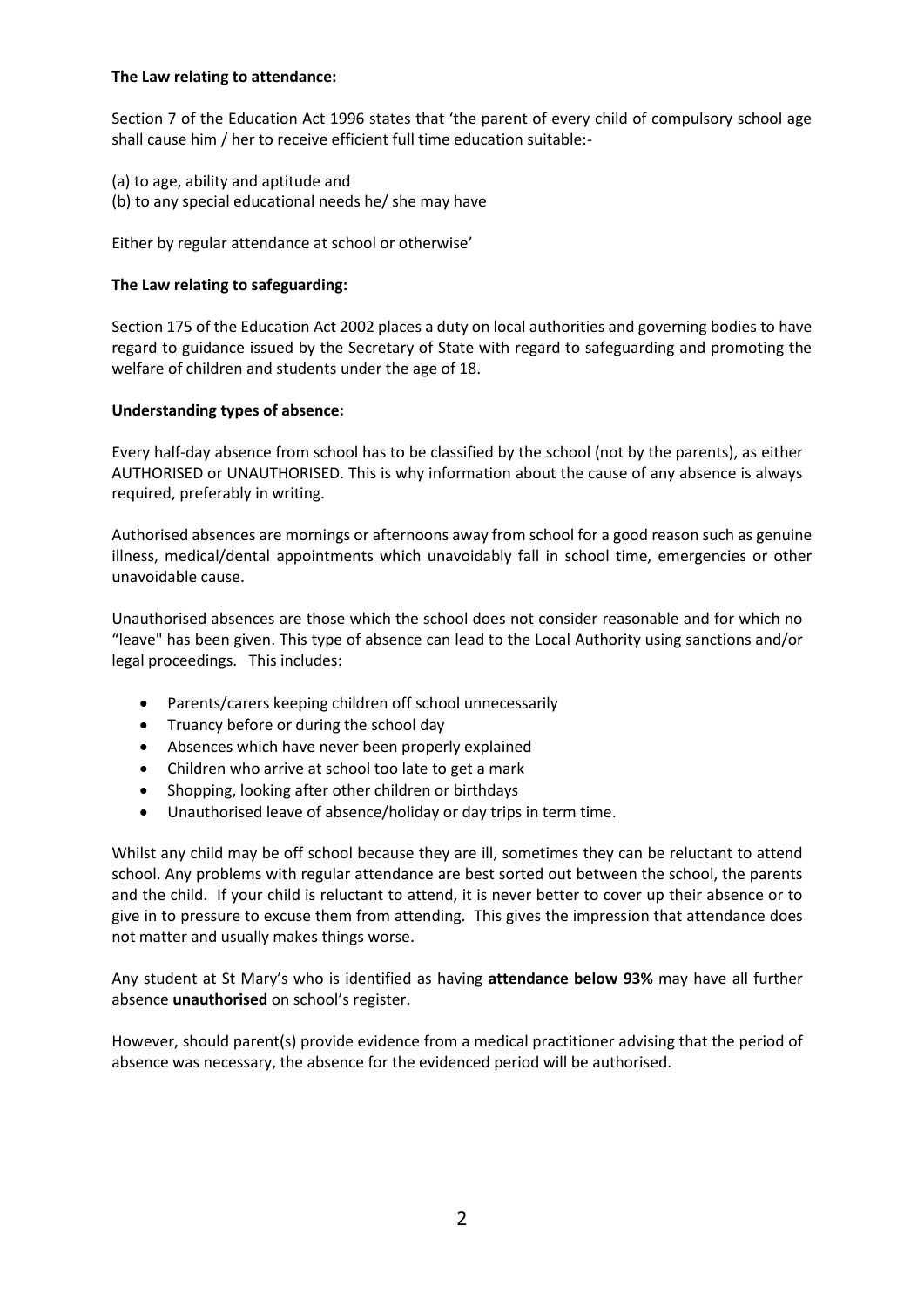**The Law relating to attendance:**

Section 7 of the Education Act 1996 states that 'the parent of every child of compulsory school age shall cause him / her to receive efficient full time education suitable:-

(a) to age, ability and aptitude and
(b) to any special educational needs he/ she may have

Either by regular attendance at school or otherwise'

**The Law relating to safeguarding:**

Section 175 of the Education Act 2002 places a duty on local authorities and governing bodies to have regard to guidance issued by the Secretary of State with regard to safeguarding and promoting the welfare of children and students under the age of 18.

**Understanding types of absence:**

Every half-day absence from school has to be classified by the school (not by the parents), as either AUTHORISED or UNAUTHORISED. This is why information about the cause of any absence is always required, preferably in writing.

Authorised absences are mornings or afternoons away from school for a good reason such as genuine illness, medical/dental appointments which unavoidably fall in school time, emergencies or other unavoidable cause.

Unauthorised absences are those which the school does not consider reasonable and for which no "leave" has been given. This type of absence can lead to the Local Authority using sanctions and/or legal proceedings. This includes:

- Parents/carers keeping children off school unnecessarily
- Truancy before or during the school day
- Absences which have never been properly explained
- Children who arrive at school too late to get a mark
- Shopping, looking after other children or birthdays
- Unauthorised leave of absence/holiday or day trips in term time.

Whilst any child may be off school because they are ill, sometimes they can be reluctant to attend school. Any problems with regular attendance are best sorted out between the school, the parents and the child. If your child is reluctant to attend, it is never better to cover up their absence or to give in to pressure to excuse them from attending. This gives the impression that attendance does not matter and usually makes things worse.

Any student at St Mary's who is identified as having **attendance below 93%** may have all further absence **unauthorised** on school's register.

However, should parent(s) provide evidence from a medical practitioner advising that the period of absence was necessary, the absence for the evidenced period will be authorised.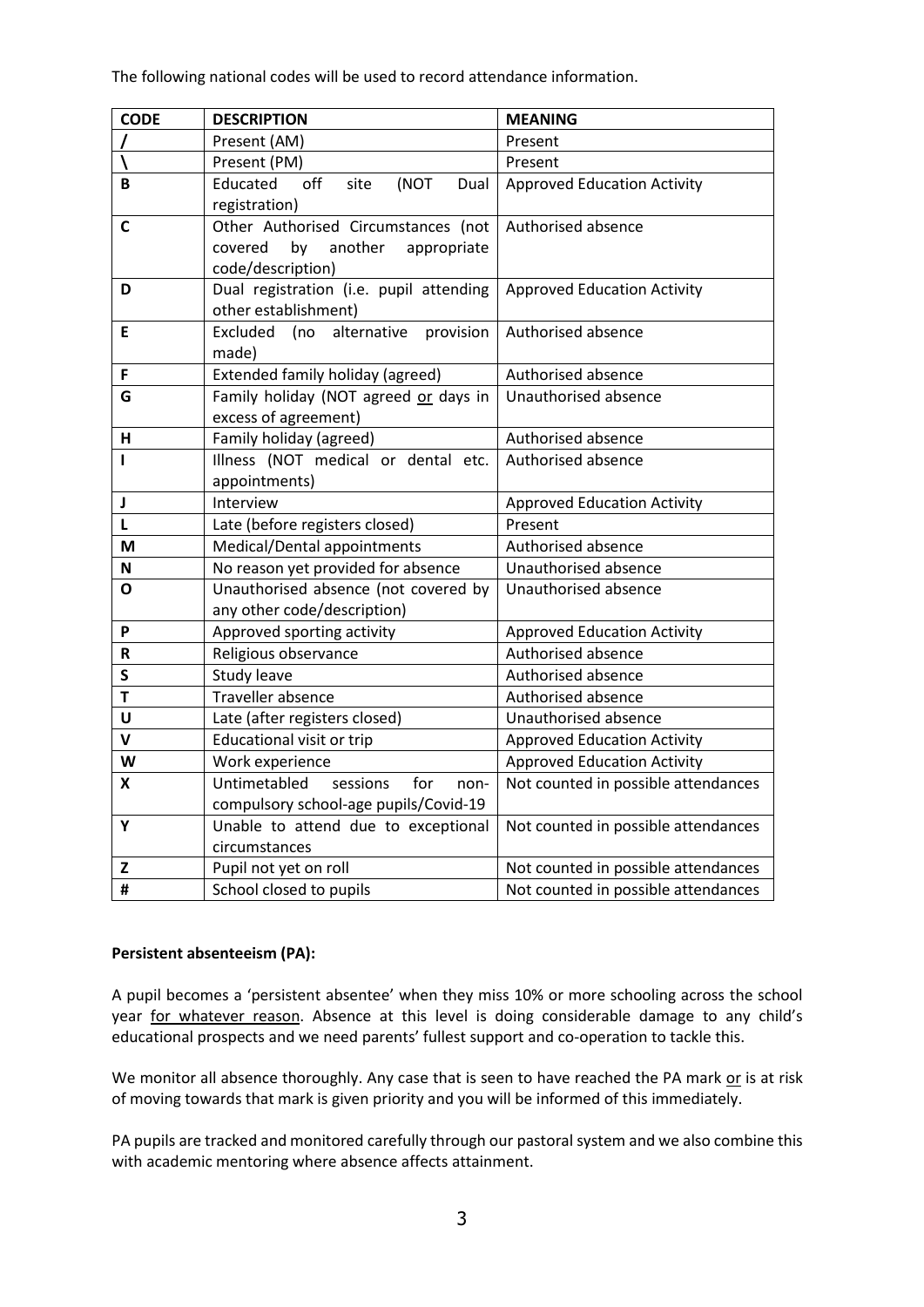The following national codes will be used to record attendance information.

| **CODE** | **DESCRIPTION** | **MEANING** |
|---|---|---|
| **/** | Present (AM) | Present |
| **\** | Present (PM) | Present |
| **B** | Educated off site (NOT Dual registration) | Approved Education Activity |
| **C** | Other Authorised Circumstances (not covered by another appropriate code/description) | Authorised absence |
| **D** | Dual registration (i.e. pupil attending other establishment) | Approved Education Activity |
| **E** | Excluded (no alternative provision made) | Authorised absence |
| **F** | Extended family holiday (agreed) | Authorised absence |
| **G** | Family holiday (NOT agreed <u>or</u> days in excess of agreement) | Unauthorised absence |
| **H** | Family holiday (agreed) | Authorised absence |
| **I** | Illness (NOT medical or dental etc. appointments) | Authorised absence |
| **J** | Interview | Approved Education Activity |
| **L** | Late (before registers closed) | Present |
| **M** | Medical/Dental appointments | Authorised absence |
| **N** | No reason yet provided for absence | Unauthorised absence |
| **O** | Unauthorised absence (not covered by any other code/description) | Unauthorised absence |
| **P** | Approved sporting activity | Approved Education Activity |
| **R** | Religious observance | Authorised absence |
| **S** | Study leave | Authorised absence |
| **T** | Traveller absence | Authorised absence |
| **U** | Late (after registers closed) | Unauthorised absence |
| **V** | Educational visit or trip | Approved Education Activity |
| **W** | Work experience | Approved Education Activity |
| **X** | Untimetabled sessions for non-compulsory school-age pupils/Covid-19 | Not counted in possible attendances |
| **Y** | Unable to attend due to exceptional circumstances | Not counted in possible attendances |
| **Z** | Pupil not yet on roll | Not counted in possible attendances |
| **#** | School closed to pupils | Not counted in possible attendances |

**Persistent absenteeism (PA):**

A pupil becomes a 'persistent absentee' when they miss 10% or more schooling across the school year <u>for whatever reason</u>. Absence at this level is doing considerable damage to any child's educational prospects and we need parents' fullest support and co-operation to tackle this.

We monitor all absence thoroughly. Any case that is seen to have reached the PA mark <u>or</u> is at risk of moving towards that mark is given priority and you will be informed of this immediately.

PA pupils are tracked and monitored carefully through our pastoral system and we also combine this with academic mentoring where absence affects attainment.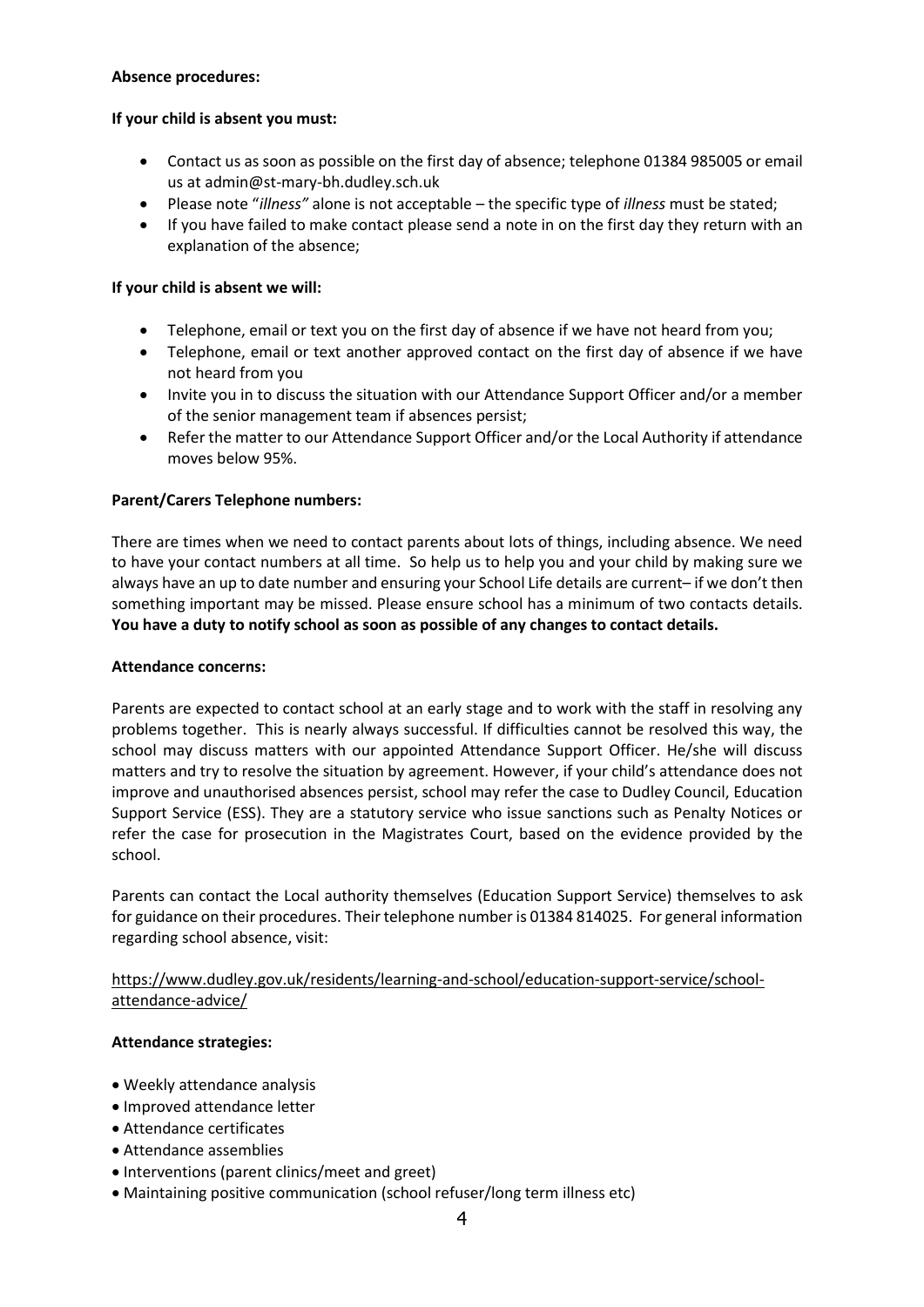**Absence procedures:**

**If your child is absent you must:**

- Contact us as soon as possible on the first day of absence; telephone 01384 985005 or email us at admin@st-mary-bh.dudley.sch.uk
- Please note "*illness"* alone is not acceptable – the specific type of *illness* must be stated;
- If you have failed to make contact please send a note in on the first day they return with an explanation of the absence;

**If your child is absent we will:**

- Telephone, email or text you on the first day of absence if we have not heard from you;
- Telephone, email or text another approved contact on the first day of absence if we have not heard from you
- Invite you in to discuss the situation with our Attendance Support Officer and/or a member of the senior management team if absences persist;
- Refer the matter to our Attendance Support Officer and/or the Local Authority if attendance moves below 95%.

**Parent/Carers Telephone numbers:**

There are times when we need to contact parents about lots of things, including absence. We need to have your contact numbers at all time. So help us to help you and your child by making sure we always have an up to date number and ensuring your School Life details are current– if we don't then something important may be missed. Please ensure school has a minimum of two contacts details. **You have a duty to notify school as soon as possible of any changes to contact details.**

**Attendance concerns:**

Parents are expected to contact school at an early stage and to work with the staff in resolving any problems together. This is nearly always successful. If difficulties cannot be resolved this way, the school may discuss matters with our appointed Attendance Support Officer. He/she will discuss matters and try to resolve the situation by agreement. However, if your child's attendance does not improve and unauthorised absences persist, school may refer the case to Dudley Council, Education Support Service (ESS). They are a statutory service who issue sanctions such as Penalty Notices or refer the case for prosecution in the Magistrates Court, based on the evidence provided by the school.

Parents can contact the Local authority themselves (Education Support Service) themselves to ask for guidance on their procedures. Their telephone number is 01384 814025. For general information regarding school absence, visit:

https://www.dudley.gov.uk/residents/learning-and-school/education-support-service/school-attendance-advice/

**Attendance strategies:**

- Weekly attendance analysis
- Improved attendance letter
- Attendance certificates
- Attendance assemblies
- Interventions (parent clinics/meet and greet)
- Maintaining positive communication (school refuser/long term illness etc)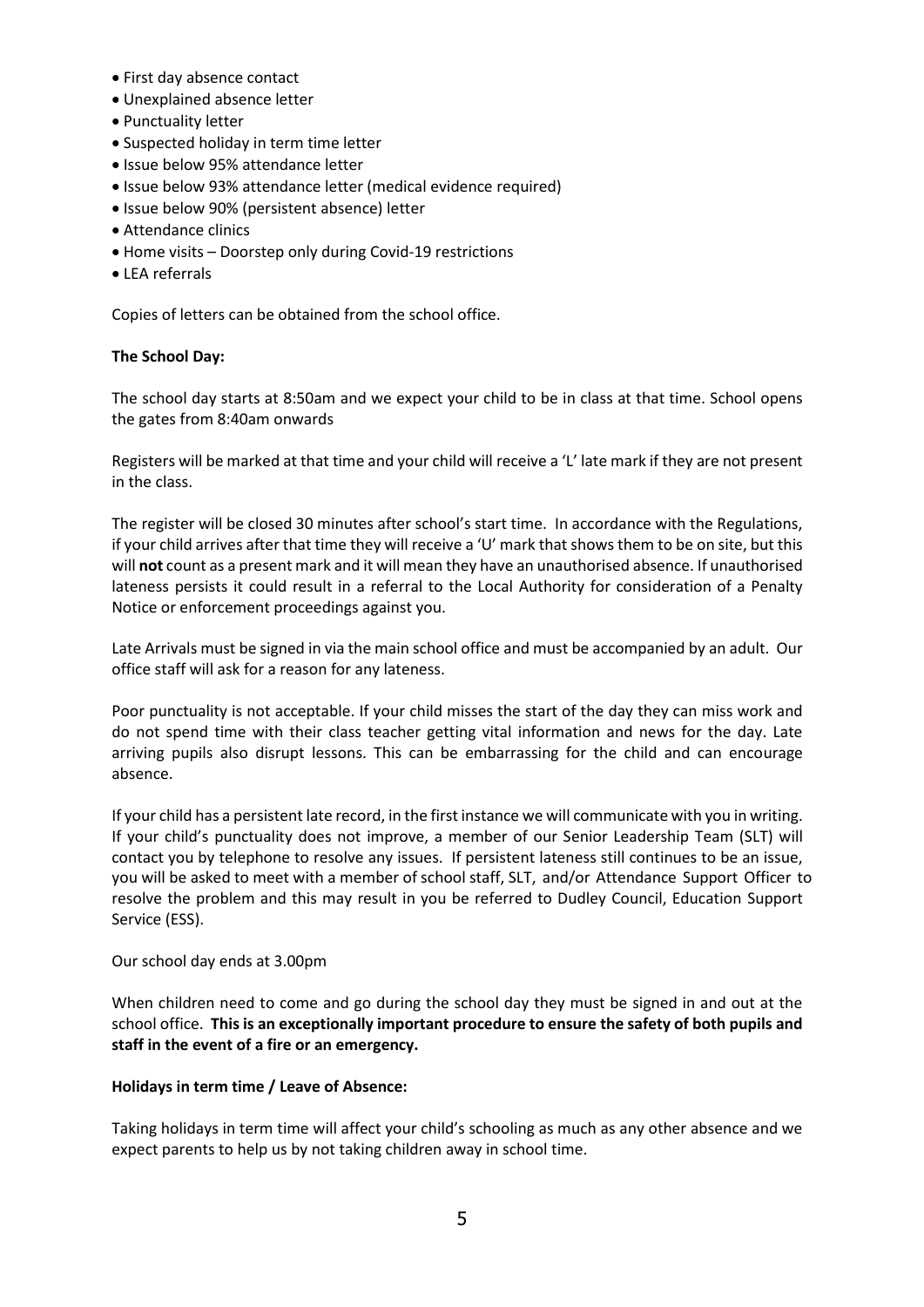- First day absence contact
- Unexplained absence letter
- Punctuality letter
- Suspected holiday in term time letter
- Issue below 95% attendance letter
- Issue below 93% attendance letter (medical evidence required)
- Issue below 90% (persistent absence) letter
- Attendance clinics
- Home visits – Doorstep only during Covid-19 restrictions
- LEA referrals

Copies of letters can be obtained from the school office.

**The School Day:**

The school day starts at 8:50am and we expect your child to be in class at that time. School opens the gates from 8:40am onwards

Registers will be marked at that time and your child will receive a 'L' late mark if they are not present in the class.

The register will be closed 30 minutes after school's start time. In accordance with the Regulations, if your child arrives after that time they will receive a 'U' mark that shows them to be on site, but this will **not** count as a present mark and it will mean they have an unauthorised absence. If unauthorised lateness persists it could result in a referral to the Local Authority for consideration of a Penalty Notice or enforcement proceedings against you.

Late Arrivals must be signed in via the main school office and must be accompanied by an adult. Our office staff will ask for a reason for any lateness.

Poor punctuality is not acceptable. If your child misses the start of the day they can miss work and do not spend time with their class teacher getting vital information and news for the day. Late arriving pupils also disrupt lessons. This can be embarrassing for the child and can encourage absence.

If your child has a persistent late record, in the first instance we will communicate with you in writing. If your child's punctuality does not improve, a member of our Senior Leadership Team (SLT) will contact you by telephone to resolve any issues. If persistent lateness still continues to be an issue, you will be asked to meet with a member of school staff, SLT, and/or Attendance Support Officer to resolve the problem and this may result in you be referred to Dudley Council, Education Support Service (ESS).

Our school day ends at 3.00pm

When children need to come and go during the school day they must be signed in and out at the school office. **This is an exceptionally important procedure to ensure the safety of both pupils and staff in the event of a fire or an emergency.**

**Holidays in term time / Leave of Absence:**

Taking holidays in term time will affect your child's schooling as much as any other absence and we expect parents to help us by not taking children away in school time.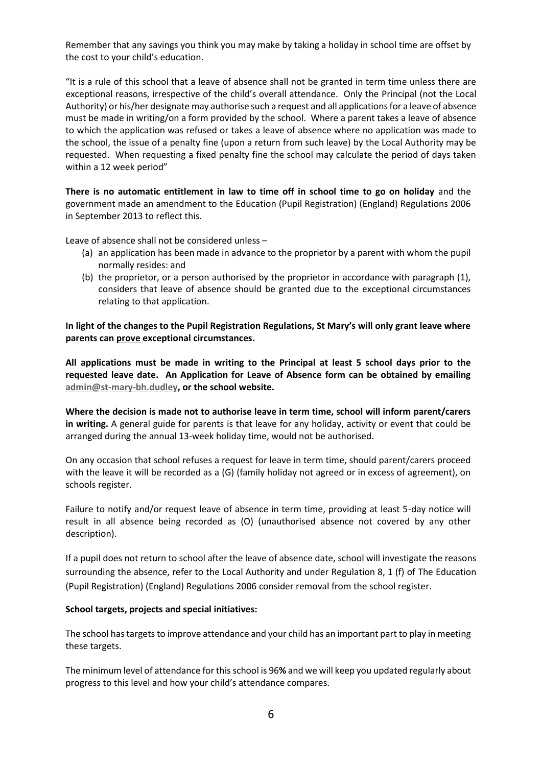Remember that any savings you think you may make by taking a holiday in school time are offset by the cost to your child's education.

"It is a rule of this school that a leave of absence shall not be granted in term time unless there are exceptional reasons, irrespective of the child's overall attendance. Only the Principal (not the Local Authority) or his/her designate may authorise such a request and all applications for a leave of absence must be made in writing/on a form provided by the school. Where a parent takes a leave of absence to which the application was refused or takes a leave of absence where no application was made to the school, the issue of a penalty fine (upon a return from such leave) by the Local Authority may be requested. When requesting a fixed penalty fine the school may calculate the period of days taken within a 12 week period"

**There is no automatic entitlement in law to time off in school time to go on holiday** and the government made an amendment to the Education (Pupil Registration) (England) Regulations 2006 in September 2013 to reflect this.

Leave of absence shall not be considered unless –

(a) an application has been made in advance to the proprietor by a parent with whom the pupil normally resides: and

(b) the proprietor, or a person authorised by the proprietor in accordance with paragraph (1), considers that leave of absence should be granted due to the exceptional circumstances relating to that application.

**In light of the changes to the Pupil Registration Regulations, St Mary's will only grant leave where parents can <u>prove</u> exceptional circumstances.**

**All applications must be made in writing to the Principal at least 5 school days prior to the requested leave date. An Application for Leave of Absence form can be obtained by emailing admin@st-mary-bh.dudley, or the school website.**

**Where the decision is made not to authorise leave in term time, school will inform parent/carers in writing.** A general guide for parents is that leave for any holiday, activity or event that could be arranged during the annual 13-week holiday time, would not be authorised.

On any occasion that school refuses a request for leave in term time, should parent/carers proceed with the leave it will be recorded as a (G) (family holiday not agreed or in excess of agreement), on schools register.

Failure to notify and/or request leave of absence in term time, providing at least 5-day notice will result in all absence being recorded as (O) (unauthorised absence not covered by any other description).

If a pupil does not return to school after the leave of absence date, school will investigate the reasons surrounding the absence, refer to the Local Authority and under Regulation 8, 1 (f) of The Education (Pupil Registration) (England) Regulations 2006 consider removal from the school register.

**School targets, projects and special initiatives:**

The school has targets to improve attendance and your child has an important part to play in meeting these targets.

The minimum level of attendance for this school is 96**%** and we will keep you updated regularly about progress to this level and how your child's attendance compares.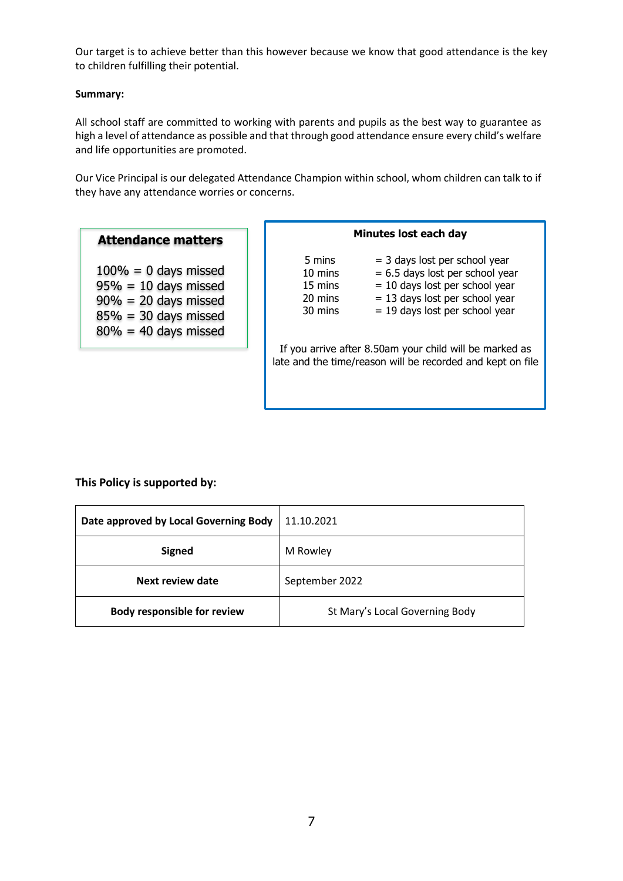Our target is to achieve better than this however because we know that good attendance is the key to children fulfilling their potential.

**Summary:**

All school staff are committed to working with parents and pupils as the best way to guarantee as high a level of attendance as possible and that through good attendance ensure every child's welfare and life opportunities are promoted.

Our Vice Principal is our delegated Attendance Champion within school, whom children can talk to if they have any attendance worries or concerns.

**Attendance matters**

100% = 0 days missed
95% = 10 days missed
90% = 20 days missed
85% = 30 days missed
80% = 40 days missed

**Minutes lost each day**

| | |
|---|---|
| 5 mins | = 3 days lost per school year |
| 10 mins | = 6.5 days lost per school year |
| 15 mins | = 10 days lost per school year |
| 20 mins | = 13 days lost per school year |
| 30 mins | = 19 days lost per school year |

If you arrive after 8.50am your child will be marked as late and the time/reason will be recorded and kept on file

**This Policy is supported by:**

| | |
|---|---|
| **Date approved by Local Governing Body** | 11.10.2021 |
| **Signed** | M Rowley |
| **Next review date** | September 2022 |
| **Body responsible for review** | St Mary's Local Governing Body |